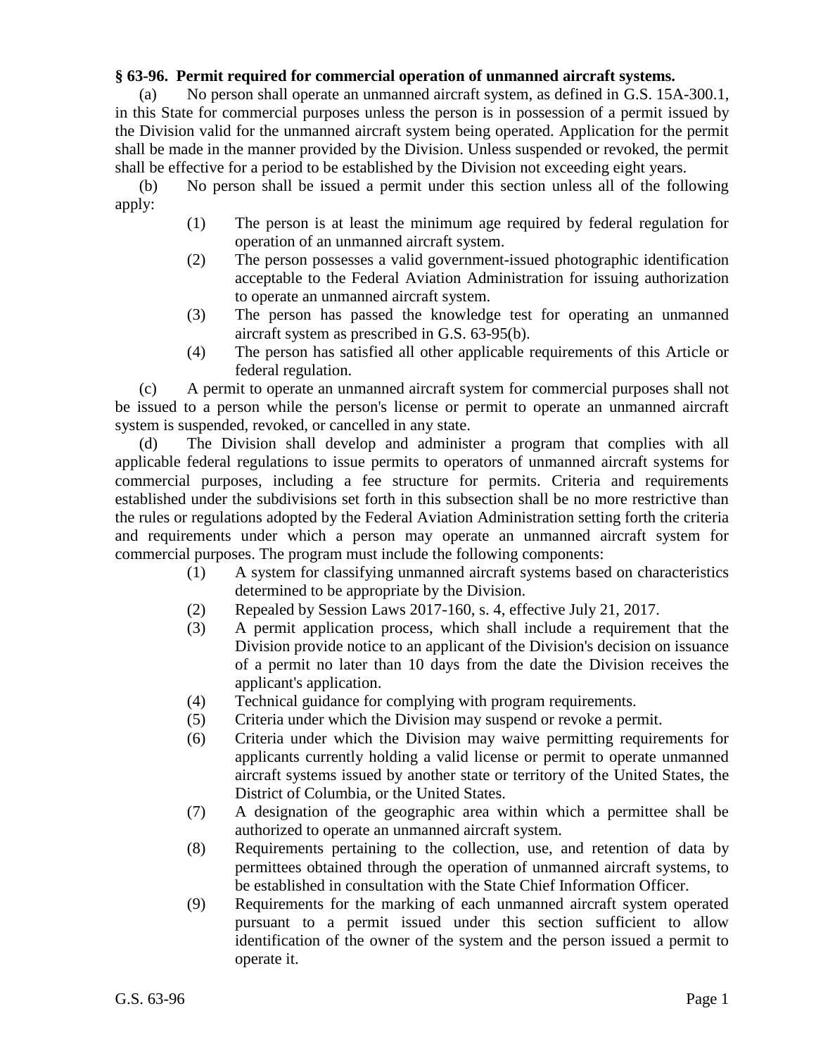**§ 63-96. Permit required for commercial operation of unmanned aircraft systems.**

(a) No person shall operate an unmanned aircraft system, as defined in G.S. 15A-300.1, in this State for commercial purposes unless the person is in possession of a permit issued by the Division valid for the unmanned aircraft system being operated. Application for the permit shall be made in the manner provided by the Division. Unless suspended or revoked, the permit shall be effective for a period to be established by the Division not exceeding eight years.

(b) No person shall be issued a permit under this section unless all of the following apply:

- (1) The person is at least the minimum age required by federal regulation for operation of an unmanned aircraft system.
- (2) The person possesses a valid government-issued photographic identification acceptable to the Federal Aviation Administration for issuing authorization to operate an unmanned aircraft system.
- (3) The person has passed the knowledge test for operating an unmanned aircraft system as prescribed in G.S. 63-95(b).
- (4) The person has satisfied all other applicable requirements of this Article or federal regulation.

(c) A permit to operate an unmanned aircraft system for commercial purposes shall not be issued to a person while the person's license or permit to operate an unmanned aircraft system is suspended, revoked, or cancelled in any state.

(d) The Division shall develop and administer a program that complies with all applicable federal regulations to issue permits to operators of unmanned aircraft systems for commercial purposes, including a fee structure for permits. Criteria and requirements established under the subdivisions set forth in this subsection shall be no more restrictive than the rules or regulations adopted by the Federal Aviation Administration setting forth the criteria and requirements under which a person may operate an unmanned aircraft system for commercial purposes. The program must include the following components:

- (1) A system for classifying unmanned aircraft systems based on characteristics determined to be appropriate by the Division.
- (2) Repealed by Session Laws 2017-160, s. 4, effective July 21, 2017.
- (3) A permit application process, which shall include a requirement that the Division provide notice to an applicant of the Division's decision on issuance of a permit no later than 10 days from the date the Division receives the applicant's application.
- (4) Technical guidance for complying with program requirements.
- (5) Criteria under which the Division may suspend or revoke a permit.
- (6) Criteria under which the Division may waive permitting requirements for applicants currently holding a valid license or permit to operate unmanned aircraft systems issued by another state or territory of the United States, the District of Columbia, or the United States.
- (7) A designation of the geographic area within which a permittee shall be authorized to operate an unmanned aircraft system.
- (8) Requirements pertaining to the collection, use, and retention of data by permittees obtained through the operation of unmanned aircraft systems, to be established in consultation with the State Chief Information Officer.
- (9) Requirements for the marking of each unmanned aircraft system operated pursuant to a permit issued under this section sufficient to allow identification of the owner of the system and the person issued a permit to operate it.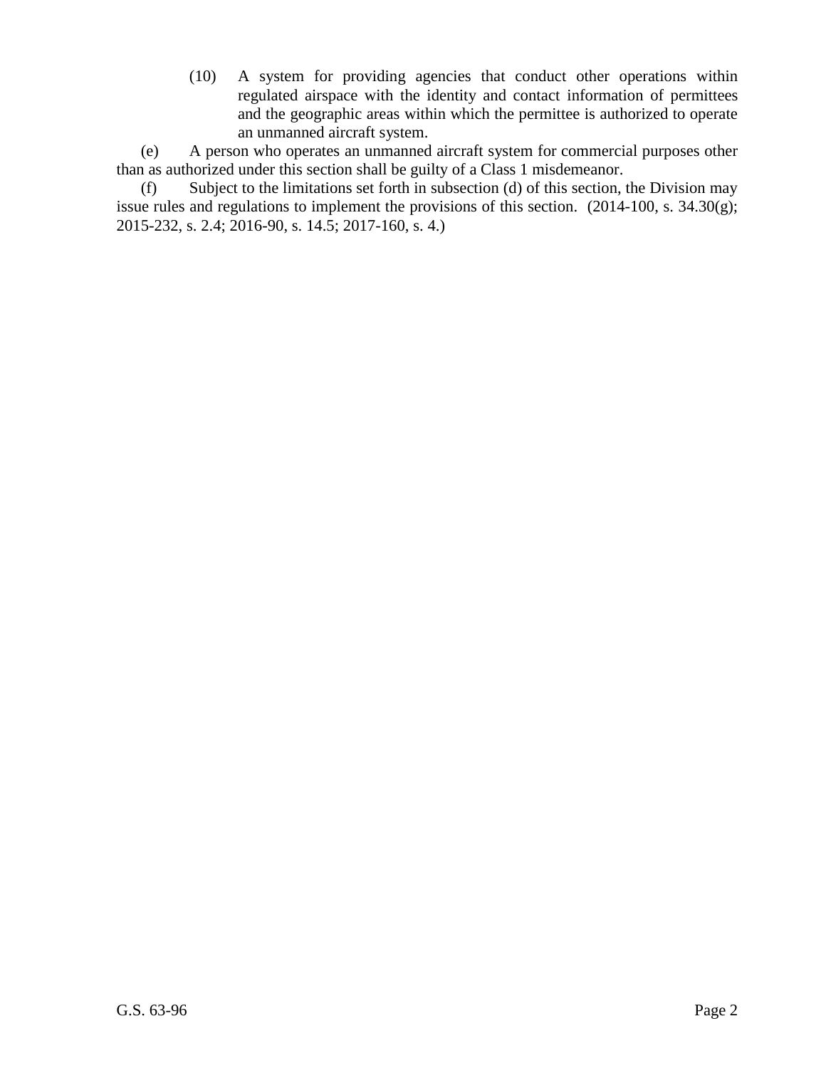(10) A system for providing agencies that conduct other operations within regulated airspace with the identity and contact information of permittees and the geographic areas within which the permittee is authorized to operate an unmanned aircraft system.

(e) A person who operates an unmanned aircraft system for commercial purposes other than as authorized under this section shall be guilty of a Class 1 misdemeanor.

(f) Subject to the limitations set forth in subsection (d) of this section, the Division may issue rules and regulations to implement the provisions of this section. (2014-100, s. 34.30(g); 2015-232, s. 2.4; 2016-90, s. 14.5; 2017-160, s. 4.)